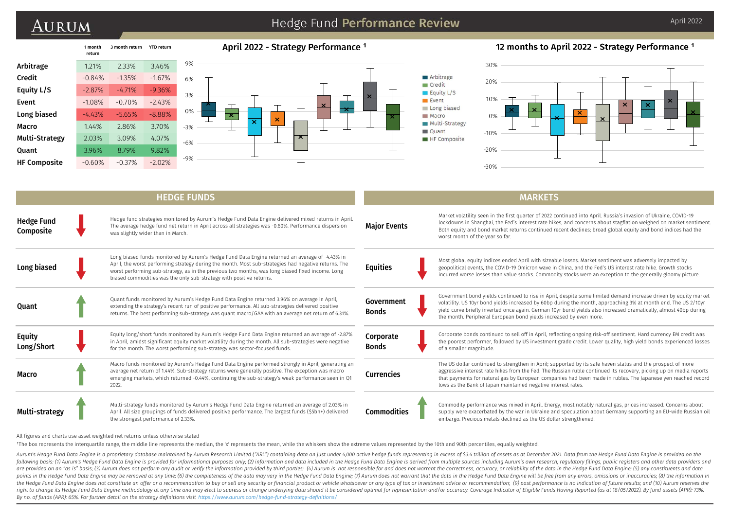# AURUM

## Hedge Fund Performance Review

April 2022

| | 1 month return | 3 month return | YTD return |
|---|---|---|---|
| Arbitrage | 1.21% | 2.33% | 3.46% |
| Credit | -0.84% | -1.35% | -1.67% |
| Equity L/S | -2.87% | -4.71% | -9.36% |
| Event | -1.08% | -0.70% | -2.43% |
| Long biased | -4.43% | -5.65% | -8.88% |
| Macro | 1.44% | 2.86% | 3.70% |
| Multi-Strategy | 2.03% | 3.09% | 4.07% |
| Quant | 3.96% | 8.79% | 9.82% |
| HF Composite | -0.60% | -0.37% | -2.02% |

### April 2022 - Strategy Performance [1]

9%
6%
3%
0%
-3%
-6%
-9%

Arbitrage
Credit
Equity L/S
Event
Long biased
Macro
Multi-Strategy
Quant
HF Composite

### 12 months to April 2022 - Strategy Performance [1]

30%
20%
10%
0%
-10%
-20%
-30%

## HEDGE FUNDS

**Hedge Fund Composite**

Hedge fund strategies monitored by Aurum's Hedge Fund Data Engine delivered mixed returns in April. The average hedge fund net return in April across all strategies was -0.60%. Performance dispersion was slightly wider than in March.

**Long biased**

Long biased funds monitored by Aurum's Hedge Fund Data Engine returned an average of -4.43% in April, the worst performing strategy during the month. Most sub-strategies had negative returns. The worst performing sub-strategy, as in the previous two months, was long biased fixed income. Long biased commodities was the only sub-strategy with positive returns.

**Quant**

Quant funds monitored by Aurum's Hedge Fund Data Engine returned 3.96% on average in April, extending the strategy's recent run of positive performance. All sub-strategies delivered positive returns. The best performing sub-strategy was quant macro/GAA with an average net return of 6.31%.

**Equity Long/Short**

Equity long/short funds monitored by Aurum's Hedge Fund Data Engine returned an average of -2.87% in April, amidst significant equity market volatility during the month. All sub-strategies were negative for the month. The worst performing sub-strategy was sector-focused funds.

**Macro**

Macro funds monitored by Aurum's Hedge Fund Data Engine performed strongly in April, generating an average net return of 1.44%. Sub-strategy returns were generally positive. The exception was macro emerging markets, which returned -0.44%, continuing the sub-strategy's weak performance seen in Q1 2022.

**Multi-strategy**

Multi-strategy funds monitored by Aurum's Hedge Fund Data Engine returned an average of 2.03% in April. All size groupings of funds delivered positive performance. The largest funds ($5bn+) delivered the strongest performance of 2.33%.

## MARKETS

**Major Events**

Market volatility seen in the first quarter of 2022 continued into April. Russia's invasion of Ukraine, COVID-19 lockdowns in Shanghai, the Fed's interest rate hikes, and concerns about stagflation weighed on market sentiment. Both equity and bond market returns continued recent declines; broad global equity and bond indices had the worst month of the year so far.

**Equities**

Most global equity indices ended April with sizeable losses. Market sentiment was adversely impacted by geopolitical events, the COVID-19 Omicron wave in China, and the Fed's US interest rate hike. Growth stocks incurred worse losses than value stocks. Commodity stocks were an exception to the generally gloomy picture.

**Government Bonds**

Government bond yields continued to rise in April, despite some limited demand increase driven by equity market volatility. US 10yr bond yields increased by 60bp during the month, approaching 3% at month end. The US 2/10yr yield curve briefly inverted once again. German 10yr bund yields also increased dramatically, almost 40bp during the month. Peripheral European bond yields increased by even more.

**Corporate Bonds**

Corporate bonds continued to sell off in April, reflecting ongoing risk-off sentiment. Hard currency EM credit was the poorest performer, followed by US investment grade credit. Lower quality, high yield bonds experienced losses of a smaller magnitude.

**Currencies**

The US dollar continued to strengthen in April; supported by its safe haven status and the prospect of more aggressive interest rate hikes from the Fed. The Russian ruble continued its recovery, picking up on media reports that payments for natural gas by European companies had been made in rubles. The Japanese yen reached record lows as the Bank of Japan maintained negative interest rates.

**Commodities**

Commodity performance was mixed in April. Energy, most notably natural gas, prices increased. Concerns about supply were exacerbated by the war in Ukraine and speculation about Germany supporting an EU-wide Russian oil embargo. Precious metals declined as the US dollar strengthened.

All figures and charts use asset weighted net returns unless otherwise stated

[1]The box represents the interquartile range, the middle line represents the median, the 'x' represents the mean, while the whiskers show the extreme values represented by the 10th and 90th percentiles, equally weighted.

*Aurum's Hedge Fund Data Engine is a proprietary database maintained by Aurum Research Limited ("ARL") containing data on just under 4,000 active hedge funds representing in excess of $3.4 trillion of assets as at December 2021. Data from the Hedge Fund Data Engine is provided on the following basis: (1) Aurum's Hedge Fund Data Engine is provided for informational purposes only; (2) information and data included in the Hedge Fund Data Engine is derived from multiple sources including Aurum's own research, regulatory filings, public registers and other data providers and are provided on an "as is" basis; (3) Aurum does not perform any audit or verify the information provided by third parties; (4) Aurum is not responsible for and does not warrant the correctness, accuracy, or reliability of the data in the Hedge Fund Data Engine; (5) any constituents and data points in the Hedge Fund Data Engine may be removed at any time; (6) the completeness of the data may vary in the Hedge Fund Data Engine; (7) Aurum does not warrant that the data in the Hedge Fund Data Engine will be free from any errors, omissions or inaccuracies; (8) the information in the Hedge Fund Data Engine does not constitute an offer or a recommendation to buy or sell any security or financial product or vehicle whatsoever or any type of tax or investment advice or recommendation; (9) past performance is no indication of future results; and (10) Aurum reserves the right to change its Hedge Fund Data Engine methodology at any time and may elect to supress or change underlying data should it be considered optimal for representation and/or accuracy. Coverage Indicator of Eligible Funds Having Reported (as at 18/05/2022). By fund assets (APR): 73%. By no. of funds (APR): 65%. For further detail on the strategy definitions visit https://www.aurum.com/hedge-fund-strategy-definitions/*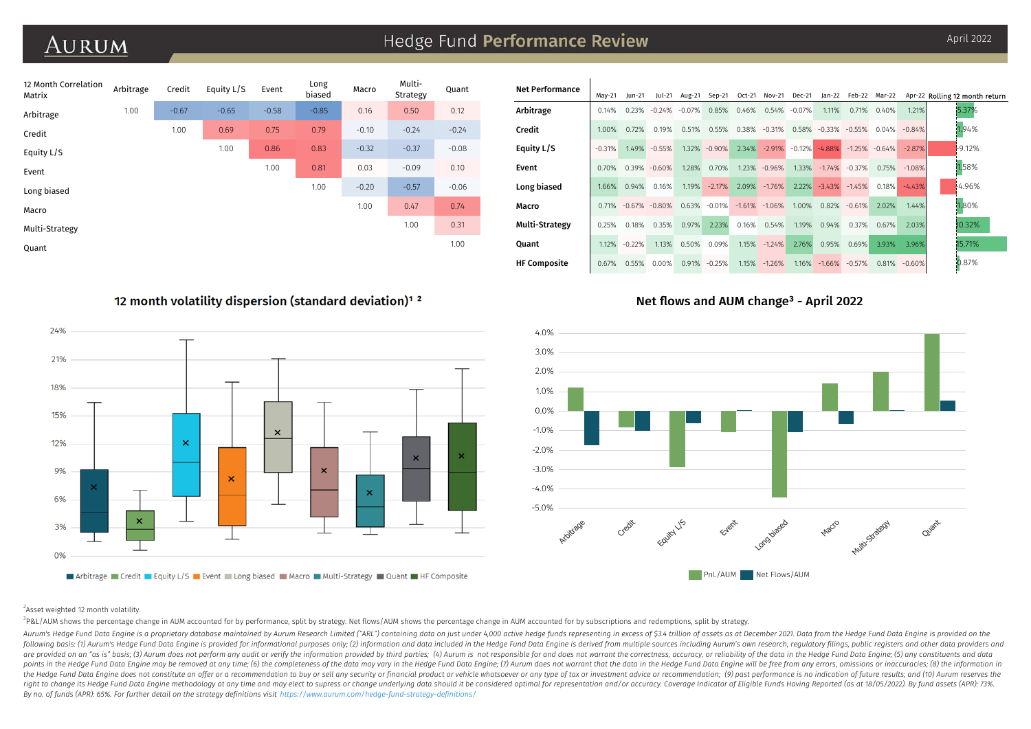# AURUM

## Hedge Fund Performance Review

April 2022

| 12 Month Correlation Matrix | Arbitrage | Credit | Equity L/S | Event | Long biased | Macro | Multi-Strategy | Quant |
|---|---|---|---|---|---|---|---|---|
| Arbitrage | 1.00 | -0.67 | -0.65 | -0.58 | -0.85 | 0.16 | 0.50 | 0.12 |
| Credit | | 1.00 | 0.69 | 0.75 | 0.79 | -0.10 | -0.24 | -0.24 |
| Equity L/S | | | 1.00 | 0.86 | 0.83 | -0.32 | -0.37 | -0.08 |
| Event | | | | 1.00 | 0.81 | 0.03 | -0.09 | 0.10 |
| Long biased | | | | | 1.00 | -0.20 | -0.57 | -0.06 |
| Macro | | | | | | 1.00 | 0.47 | 0.74 |
| Multi-Strategy | | | | | | | 1.00 | 0.31 |
| Quant | | | | | | | | 1.00 |

| Net Performance | May-21 | Jun-21 | Jul-21 | Aug-21 | Sep-21 | Oct-21 | Nov-21 | Dec-21 | Jan-22 | Feb-22 | Mar-22 | Apr-22 | Rolling 12 month return |
|---|---|---|---|---|---|---|---|---|---|---|---|---|---|
| Arbitrage | 0.14% | 0.23% | -0.24% | -0.07% | 0.85% | 0.46% | 0.54% | -0.07% | 1.11% | 0.71% | 0.40% | 1.21% | 5.37% |
| Credit | 1.00% | 0.72% | 0.19% | 0.51% | 0.55% | 0.38% | -0.31% | 0.58% | -0.33% | -0.55% | 0.04% | -0.84% | 1.94% |
| Equity L/S | -0.31% | 1.49% | -0.55% | 1.32% | -0.90% | 2.34% | -2.91% | -0.12% | -4.88% | -1.25% | -0.64% | -2.87% | -9.12% |
| Event | 0.70% | 0.39% | -0.60% | 1.28% | 0.70% | 1.23% | -0.96% | 1.33% | -1.74% | -0.37% | 0.75% | -1.08% | 1.58% |
| Long biased | 1.66% | 0.94% | 0.16% | 1.19% | -2.17% | 2.09% | -1.76% | 2.22% | -3.43% | -1.45% | 0.18% | -4.43% | -4.96% |
| Macro | 0.71% | -0.67% | -0.80% | 0.63% | -0.01% | -1.61% | -1.06% | 1.00% | 0.82% | -0.61% | 2.02% | 1.44% | 1.80% |
| Multi-Strategy | 0.25% | 0.18% | 0.35% | 0.97% | 2.23% | 0.16% | 0.54% | 1.19% | 0.94% | 0.37% | 0.67% | 2.03% | 10.32% |
| Quant | 1.12% | -0.22% | 1.13% | 0.50% | 0.09% | 1.15% | -1.24% | 2.76% | 0.95% | 0.69% | 3.93% | 3.96% | 15.71% |
| HF Composite | 0.67% | 0.55% | 0.00% | 0.91% | -0.25% | 1.15% | -1.26% | 1.16% | -1.66% | -0.57% | 0.81% | -0.60% | 0.87% |

### 12 month volatility dispersion (standard deviation)[1] [2]

24%
21%
18%
15%
12%
9%
6%
3%
0%

Arbitrage, Credit, Equity L/S, Event, Long biased, Macro, Multi-Strategy, Quant, HF Composite

### Net flows and AUM change[3] - April 2022

4.0%
3.0%
2.0%
1.0%
0.0%
-1.0%
-2.0%
-3.0%
-4.0%
-5.0%

Arbitrage, Credit, Equity L/S, Event, Long biased, Macro, Multi-Strategy, Quant

PnL/AUM, Net Flows/AUM

[2]Asset weighted 12 month volatility.

[3]P&L/AUM shows the percentage change in AUM accounted for by performance, split by strategy. Net flows/AUM shows the percentage change in AUM accounted for by subscriptions and redemptions, split by strategy.

*Aurum's Hedge Fund Data Engine is a proprietary database maintained by Aurum Research Limited ("ARL") containing data on just under 4,000 active hedge funds representing in excess of $3.4 trillion of assets as at December 2021. Data from the Hedge Fund Data Engine is provided on the following basis: (1) Aurum's Hedge Fund Data Engine is provided for informational purposes only; (2) information and data included in the Hedge Fund Data Engine is derived from multiple sources including Aurum's own research, regulatory filings, public registers and other data providers and are provided on an "as is" basis; (3) Aurum does not perform any audit or verify the information provided by third parties; (4) Aurum is not responsible for and does not warrant the correctness, accuracy, or reliability of the data in the Hedge Fund Data Engine; (5) any constituents and data points in the Hedge Fund Data Engine may be removed at any time; (6) the completeness of the data may vary in the Hedge Fund Data Engine; (7) Aurum does not warrant that the data in the Hedge Fund Data Engine will be free from any errors, omissions or inaccuracies; (8) the information in the Hedge Fund Data Engine does not constitute an offer or a recommendation to buy or sell any security or financial product or vehicle whatsoever or any type of tax or investment advice or recommendation; (9) past performance is no indication of future results; and (10) Aurum reserves the right to change its Hedge Fund Data Engine methodology at any time and may elect to supress or change underlying data should it be considered optimal for representation and/or accuracy. Coverage Indicator of Eligible Funds Having Reported (as at 18/05/2022). By fund assets (APR): 73%. By no. of funds (APR): 65%. For further detail on the strategy definitions visit https://www.aurum.com/hedge-fund-strategy-definitions/*